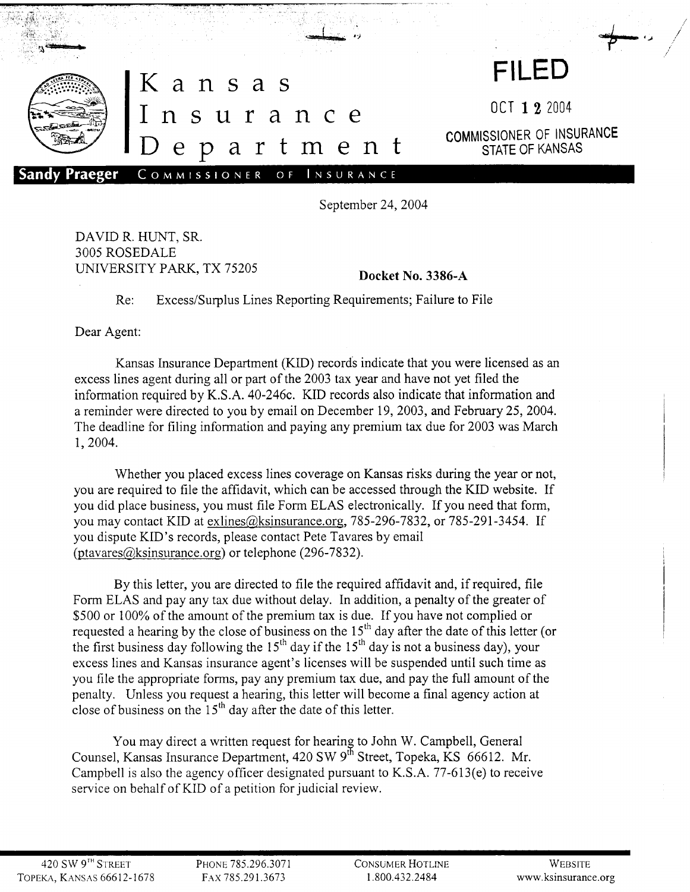# Kansas Insurance Department

**Sandy Praeger** COMMISSIONER OF INSURANCE

**FILED**

OCT 12 2004

COMMISSIONER OF INSURANCE
STATE OF KANSAS

September 24, 2004

DAVID R. HUNT, SR.
3005 ROSEDALE
UNIVERSITY PARK, TX 75205

**Docket No. 3386-A**

Re: Excess/Surplus Lines Reporting Requirements; Failure to File

Dear Agent:

Kansas Insurance Department (KID) records indicate that you were licensed as an excess lines agent during all or part of the 2003 tax year and have not yet filed the information required by K.S.A. 40-246c. KID records also indicate that information and a reminder were directed to you by email on December 19, 2003, and February 25, 2004. The deadline for filing information and paying any premium tax due for 2003 was March 1, 2004.

Whether you placed excess lines coverage on Kansas risks during the year or not, you are required to file the affidavit, which can be accessed through the KID website. If you did place business, you must file Form ELAS electronically. If you need that form, you may contact KID at exlines@ksinsurance.org, 785-296-7832, or 785-291-3454. If you dispute KID's records, please contact Pete Tavares by email (ptavares@ksinsurance.org) or telephone (296-7832).

By this letter, you are directed to file the required affidavit and, if required, file Form ELAS and pay any tax due without delay. In addition, a penalty of the greater of \$500 or 100% of the amount of the premium tax is due. If you have not complied or requested a hearing by the close of business on the 15th day after the date of this letter (or the first business day following the 15th day if the 15th day is not a business day), your excess lines and Kansas insurance agent's licenses will be suspended until such time as you file the appropriate forms, pay any premium tax due, and pay the full amount of the penalty. Unless you request a hearing, this letter will become a final agency action at close of business on the 15th day after the date of this letter.

You may direct a written request for hearing to John W. Campbell, General Counsel, Kansas Insurance Department, 420 SW 9th Street, Topeka, KS 66612. Mr. Campbell is also the agency officer designated pursuant to K.S.A. 77-613(e) to receive service on behalf of KID of a petition for judicial review.

420 SW 9TH STREET
TOPEKA, KANSAS 66612-1678

PHONE 785.296.3071
FAX 785.291.3673

CONSUMER HOTLINE
1.800.432.2484

WEBSITE
www.ksinsurance.org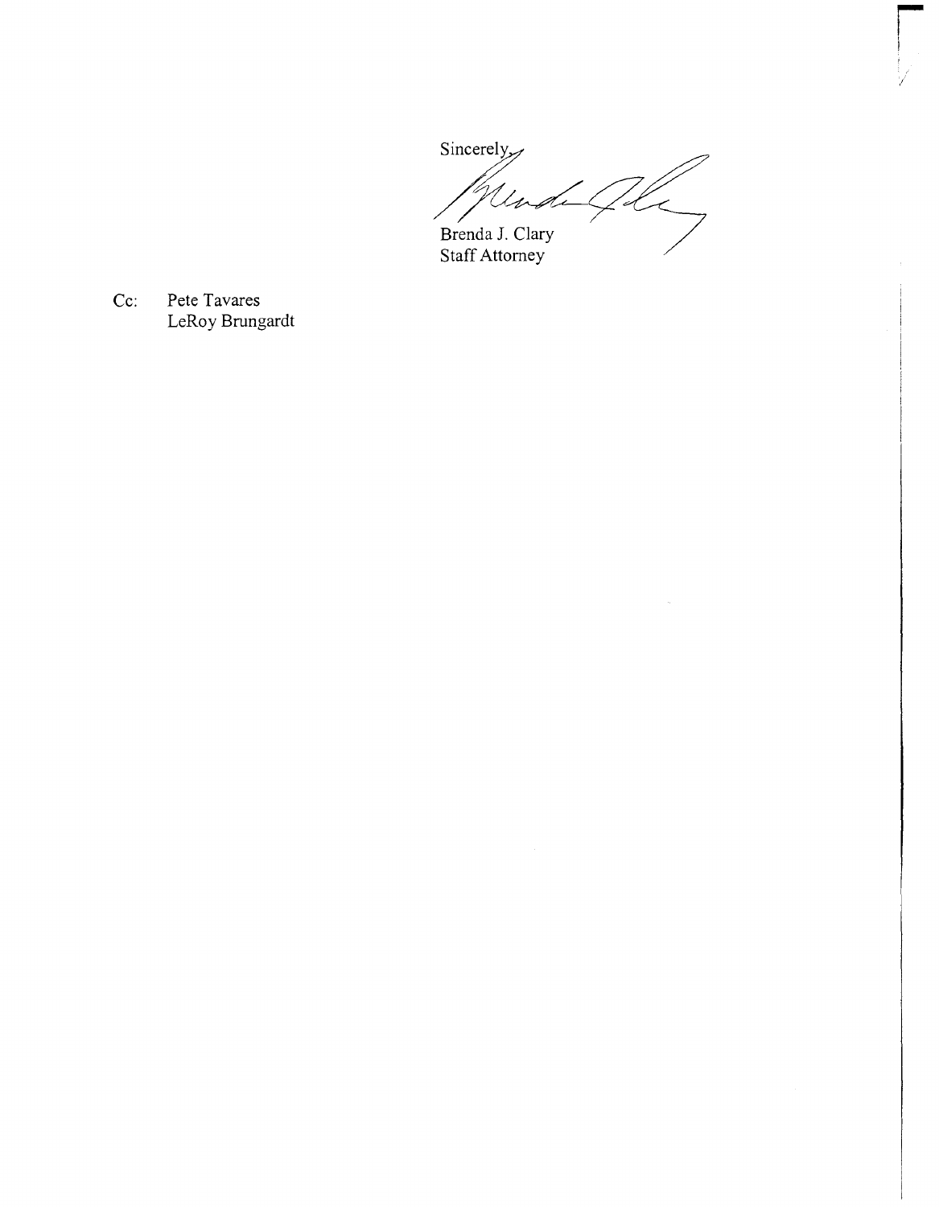Sincerely,

Brenda J. Clary
Staff Attorney

Cc: Pete Tavares
LeRoy Brungardt